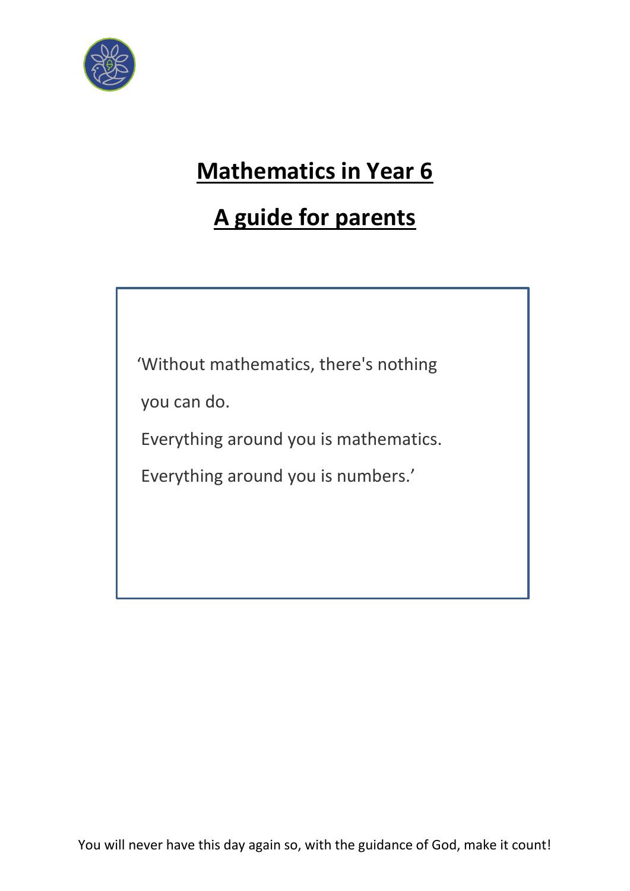# Mathematics in Year 6

# A guide for parents

'Without mathematics, there's nothing

you can do.

Everything around you is mathematics.

Everything around you is numbers.'

You will never have this day again so, with the guidance of God, make it count!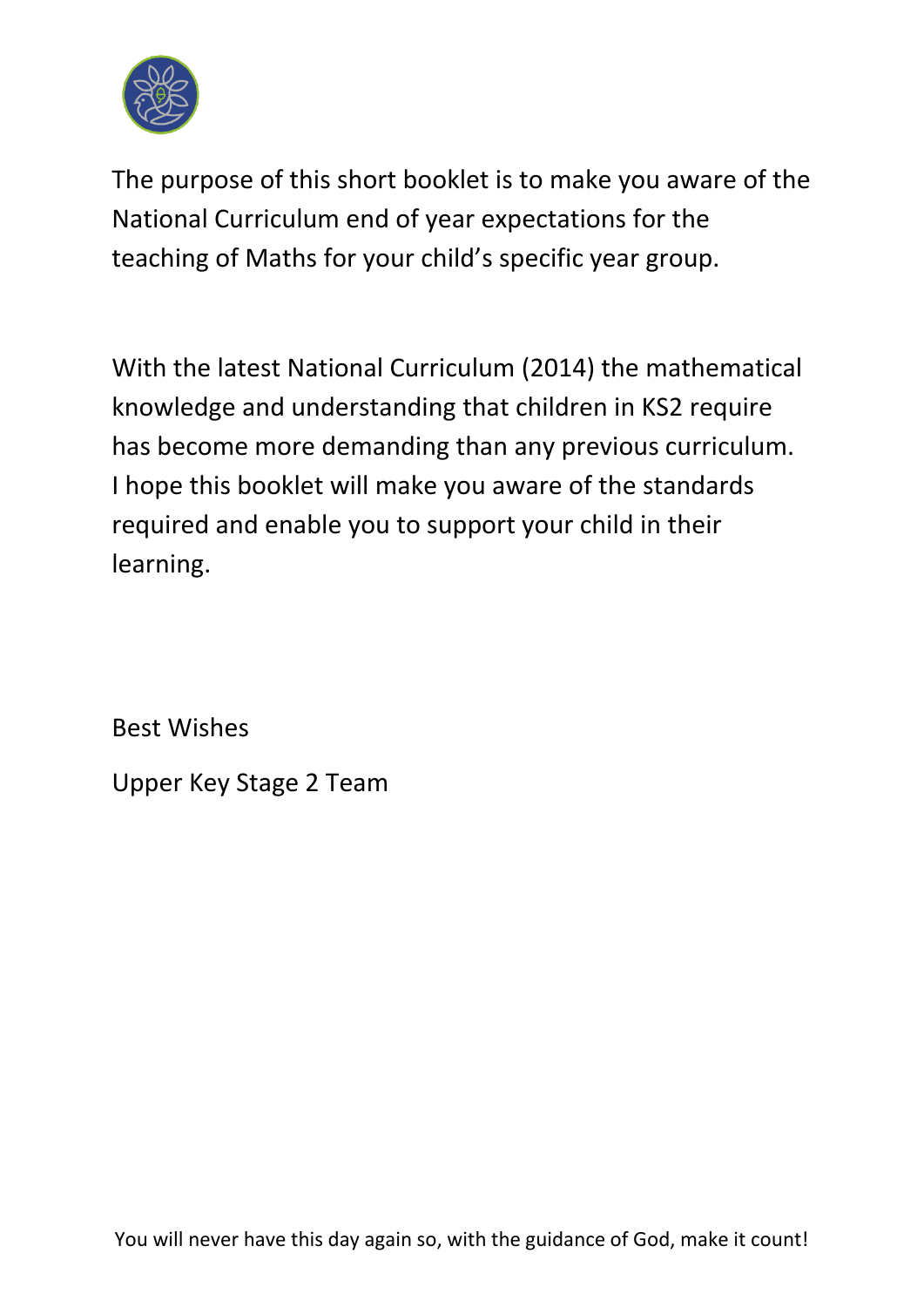The purpose of this short booklet is to make you aware of the National Curriculum end of year expectations for the teaching of Maths for your child's specific year group.

With the latest National Curriculum (2014) the mathematical knowledge and understanding that children in KS2 require has become more demanding than any previous curriculum. I hope this booklet will make you aware of the standards required and enable you to support your child in their learning.

Best Wishes

Upper Key Stage 2 Team

You will never have this day again so, with the guidance of God, make it count!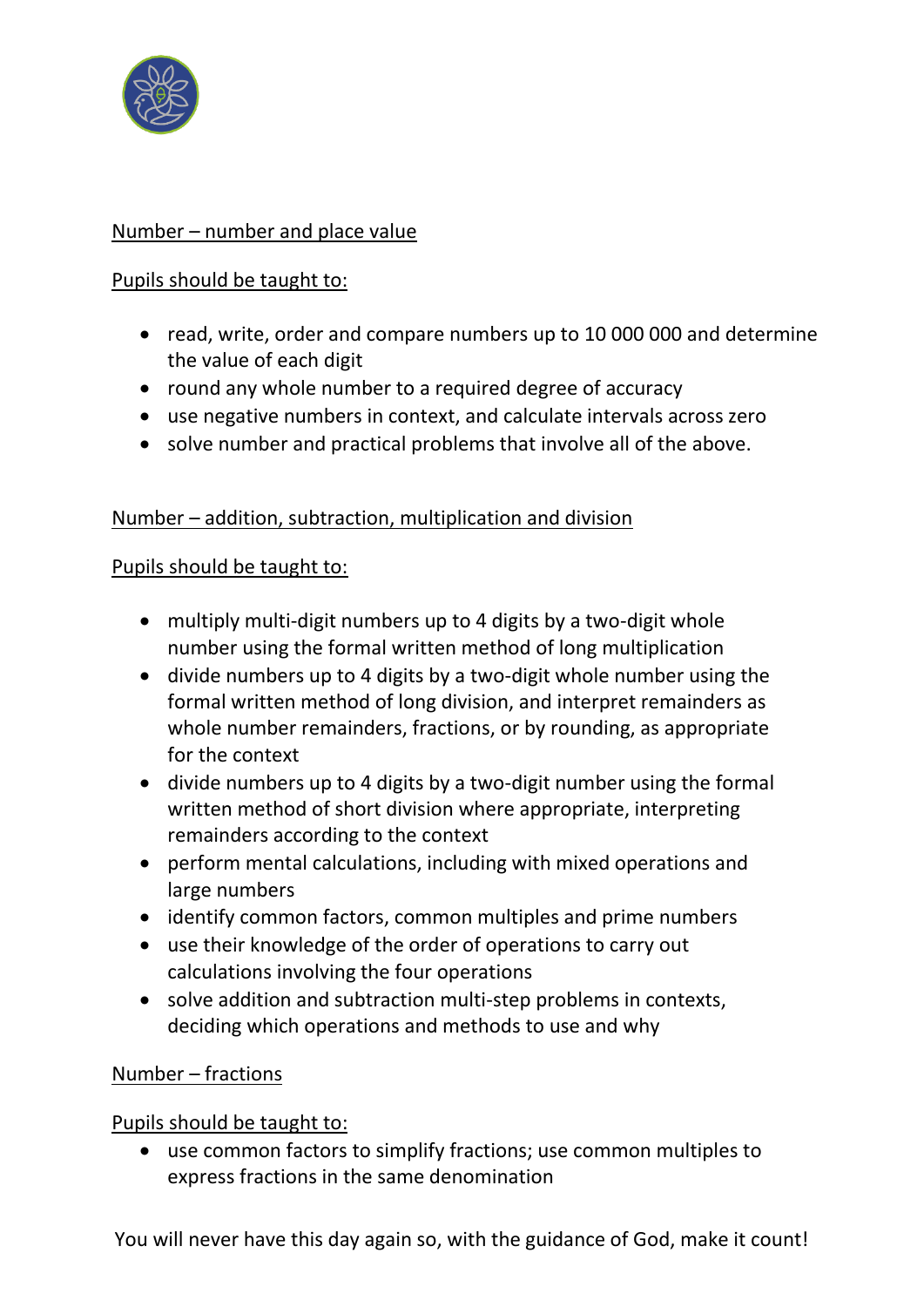Number – number and place value

Pupils should be taught to:

- read, write, order and compare numbers up to 10 000 000 and determine the value of each digit
- round any whole number to a required degree of accuracy
- use negative numbers in context, and calculate intervals across zero
- solve number and practical problems that involve all of the above.

Number – addition, subtraction, multiplication and division

Pupils should be taught to:

- multiply multi-digit numbers up to 4 digits by a two-digit whole number using the formal written method of long multiplication
- divide numbers up to 4 digits by a two-digit whole number using the formal written method of long division, and interpret remainders as whole number remainders, fractions, or by rounding, as appropriate for the context
- divide numbers up to 4 digits by a two-digit number using the formal written method of short division where appropriate, interpreting remainders according to the context
- perform mental calculations, including with mixed operations and large numbers
- identify common factors, common multiples and prime numbers
- use their knowledge of the order of operations to carry out calculations involving the four operations
- solve addition and subtraction multi-step problems in contexts, deciding which operations and methods to use and why

Number – fractions

Pupils should be taught to:

- use common factors to simplify fractions; use common multiples to express fractions in the same denomination

You will never have this day again so, with the guidance of God, make it count!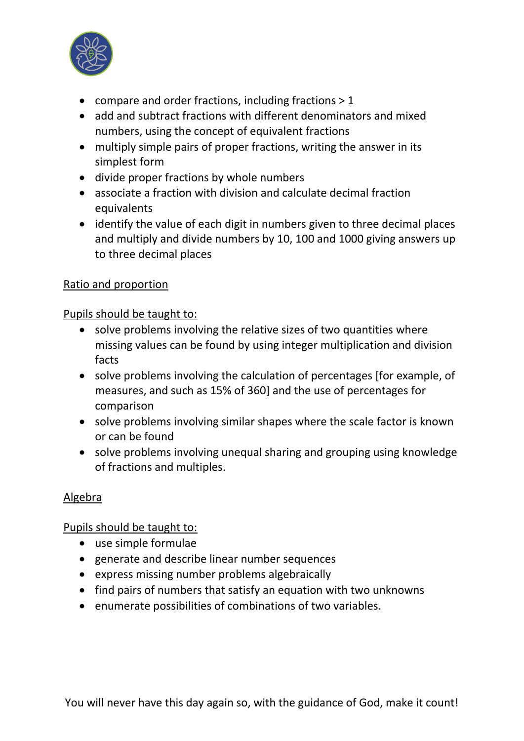- compare and order fractions, including fractions > 1
- add and subtract fractions with different denominators and mixed numbers, using the concept of equivalent fractions
- multiply simple pairs of proper fractions, writing the answer in its simplest form
- divide proper fractions by whole numbers
- associate a fraction with division and calculate decimal fraction equivalents
- identify the value of each digit in numbers given to three decimal places and multiply and divide numbers by 10, 100 and 1000 giving answers up to three decimal places

### Ratio and proportion

Pupils should be taught to:

- solve problems involving the relative sizes of two quantities where missing values can be found by using integer multiplication and division facts
- solve problems involving the calculation of percentages [for example, of measures, and such as 15% of 360] and the use of percentages for comparison
- solve problems involving similar shapes where the scale factor is known or can be found
- solve problems involving unequal sharing and grouping using knowledge of fractions and multiples.

### Algebra

Pupils should be taught to:

- use simple formulae
- generate and describe linear number sequences
- express missing number problems algebraically
- find pairs of numbers that satisfy an equation with two unknowns
- enumerate possibilities of combinations of two variables.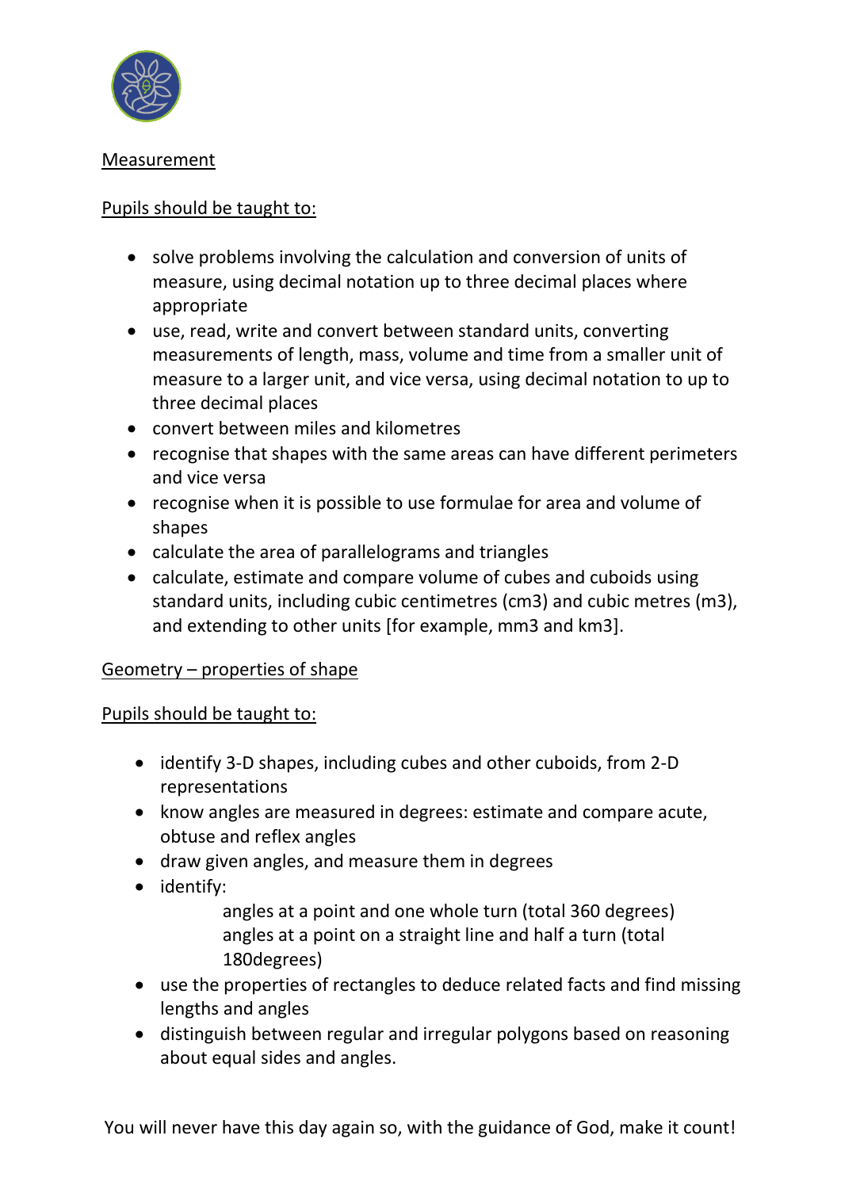Measurement

Pupils should be taught to:

- solve problems involving the calculation and conversion of units of measure, using decimal notation up to three decimal places where appropriate
- use, read, write and convert between standard units, converting measurements of length, mass, volume and time from a smaller unit of measure to a larger unit, and vice versa, using decimal notation to up to three decimal places
- convert between miles and kilometres
- recognise that shapes with the same areas can have different perimeters and vice versa
- recognise when it is possible to use formulae for area and volume of shapes
- calculate the area of parallelograms and triangles
- calculate, estimate and compare volume of cubes and cuboids using standard units, including cubic centimetres (cm3) and cubic metres (m3), and extending to other units [for example, mm3 and km3].

Geometry – properties of shape

Pupils should be taught to:

- identify 3-D shapes, including cubes and other cuboids, from 2-D representations
- know angles are measured in degrees: estimate and compare acute, obtuse and reflex angles
- draw given angles, and measure them in degrees
- identify:
  - angles at a point and one whole turn (total 360 degrees)
  - angles at a point on a straight line and half a turn (total 180degrees)
- use the properties of rectangles to deduce related facts and find missing lengths and angles
- distinguish between regular and irregular polygons based on reasoning about equal sides and angles.

You will never have this day again so, with the guidance of God, make it count!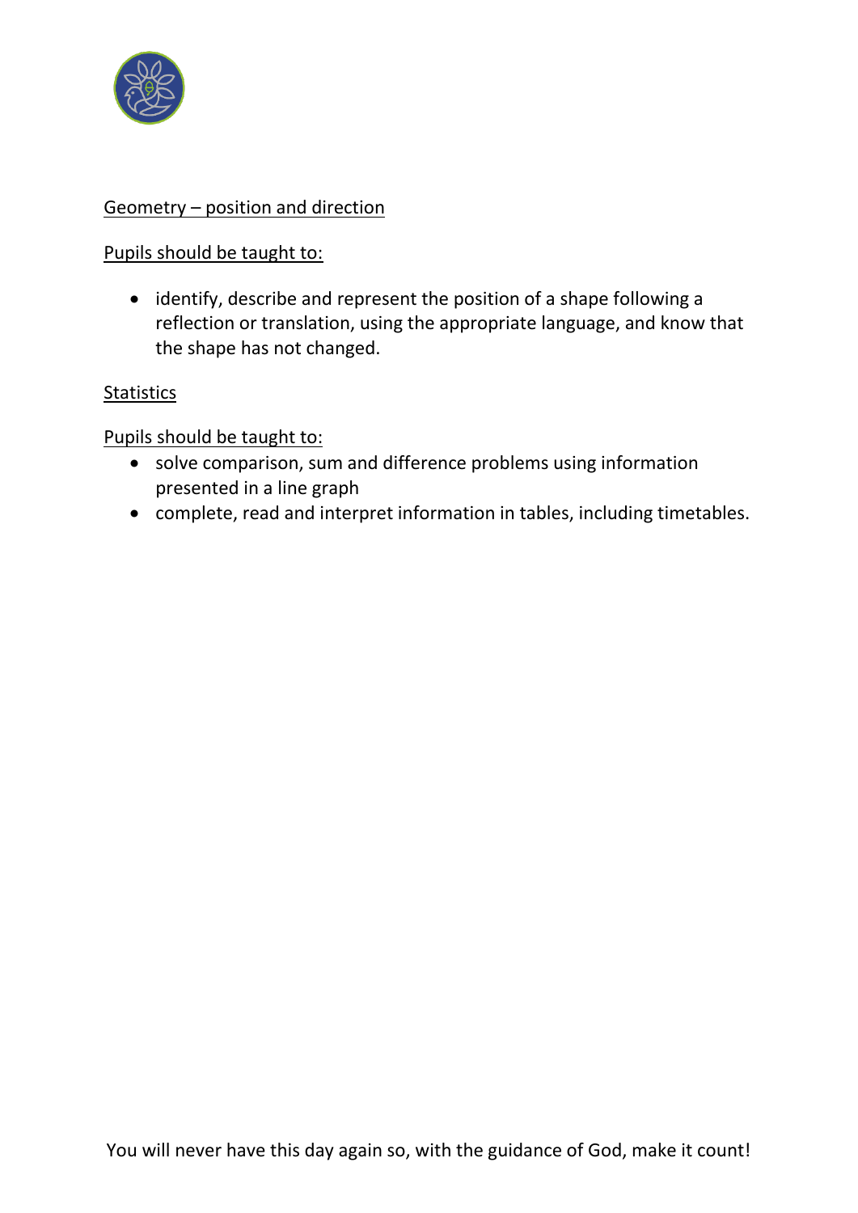Geometry – position and direction

Pupils should be taught to:

- identify, describe and represent the position of a shape following a reflection or translation, using the appropriate language, and know that the shape has not changed.

Statistics

Pupils should be taught to:

- solve comparison, sum and difference problems using information presented in a line graph
- complete, read and interpret information in tables, including timetables.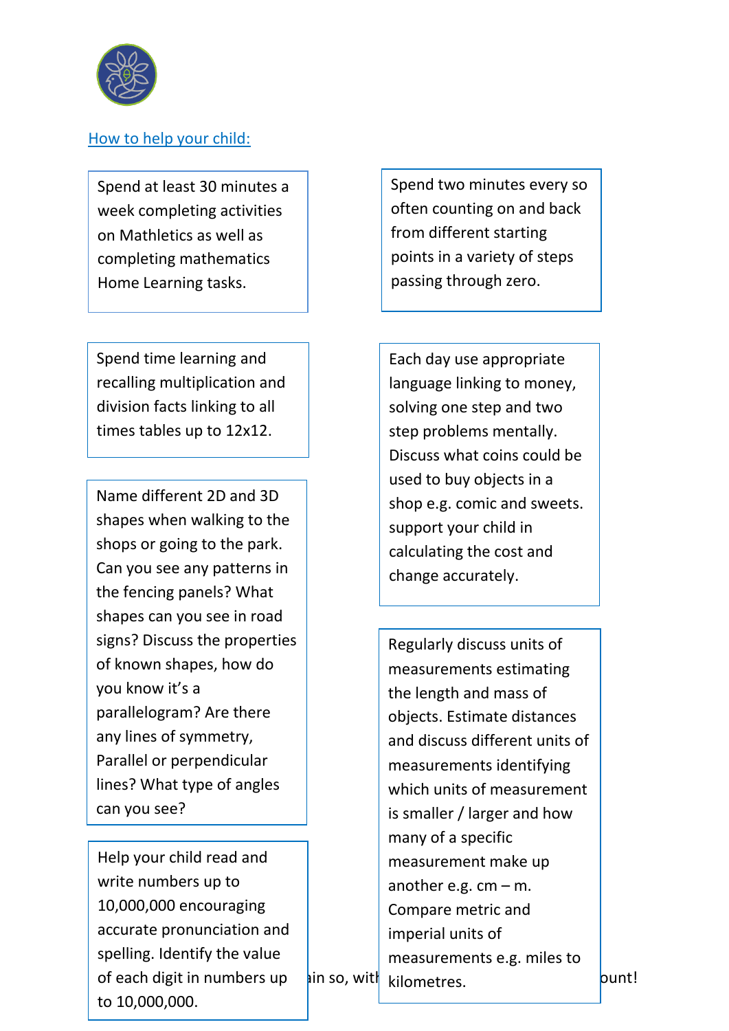How to help your child:

Spend at least 30 minutes a week completing activities on Mathletics as well as completing mathematics Home Learning tasks.

Spend two minutes every so often counting on and back from different starting points in a variety of steps passing through zero.

Spend time learning and recalling multiplication and division facts linking to all times tables up to 12x12.

Each day use appropriate language linking to money, solving one step and two step problems mentally. Discuss what coins could be used to buy objects in a shop e.g. comic and sweets. support your child in calculating the cost and change accurately.

Name different 2D and 3D shapes when walking to the shops or going to the park. Can you see any patterns in the fencing panels? What shapes can you see in road signs? Discuss the properties of known shapes, how do you know it's a parallelogram? Are there any lines of symmetry, Parallel or perpendicular lines? What type of angles can you see?

Regularly discuss units of measurements estimating the length and mass of objects. Estimate distances and discuss different units of measurements identifying which units of measurement is smaller / larger and how many of a specific measurement make up another e.g. cm – m. Compare metric and imperial units of measurements e.g. miles to kilometres.

Help your child read and write numbers up to 10,000,000 encouraging accurate pronunciation and spelling. Identify the value of each digit in numbers up to 10,000,000.

…in so, wit… …ount!